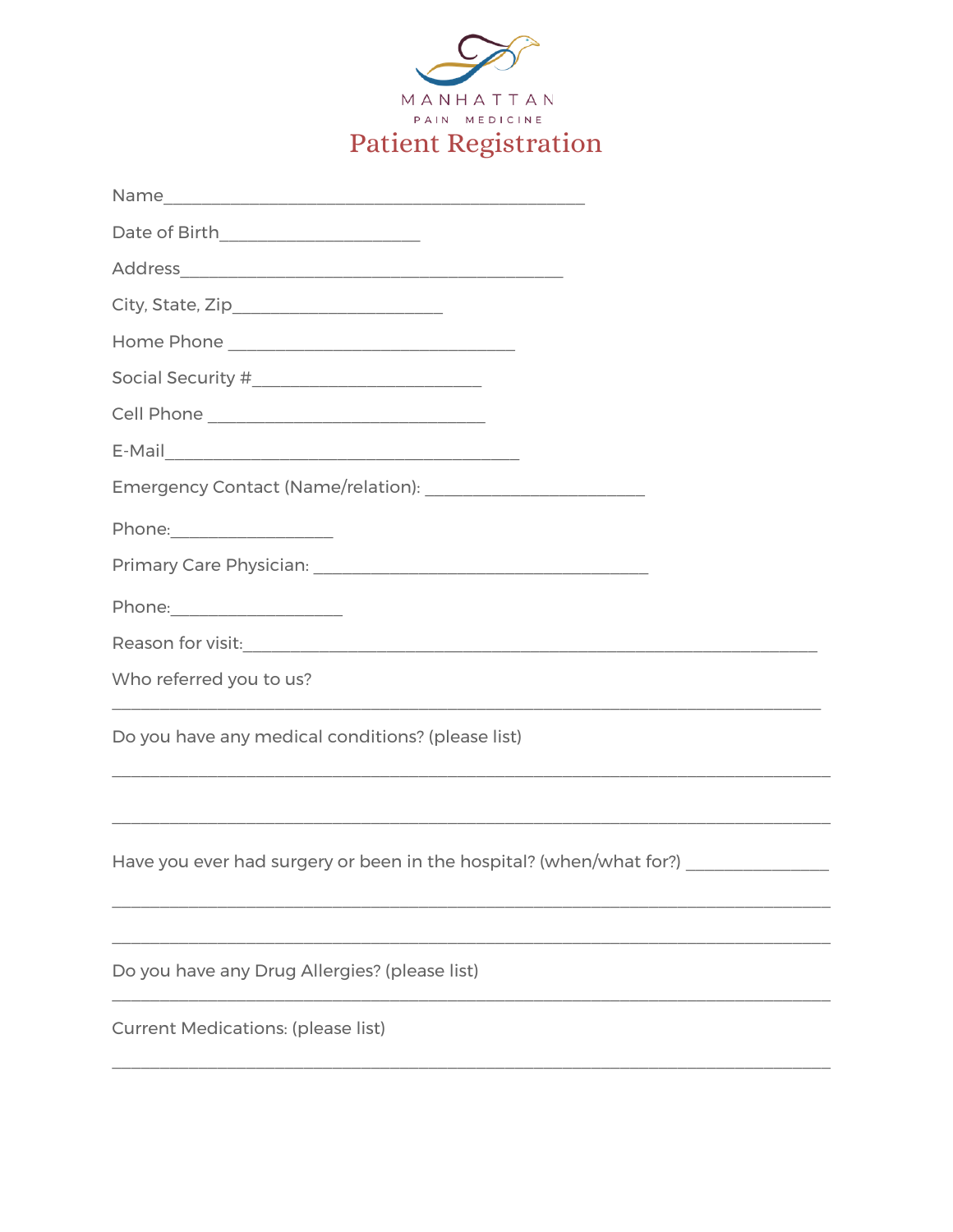MANHATTAN
PAIN MEDICINE

# Patient Registration

Name_______________________________________________

Date of Birth______________________

Address__________________________________________

City, State, Zip_______________________

Home Phone ________________________________

Social Security #_________________________

Cell Phone _______________________________

E-Mail_______________________________________

Emergency Contact (Name/relation): ________________________

Phone:__________________

Primary Care Physician: _____________________________________

Phone:___________________

Reason for visit:_______________________________________________________________

Who referred you to us?

_____________________________________________________________________________

Do you have any medical conditions? (please list)

_____________________________________________________________________________

_____________________________________________________________________________

Have you ever had surgery or been in the hospital? (when/what for?) ________________

_____________________________________________________________________________

_____________________________________________________________________________

Do you have any Drug Allergies? (please list)

_____________________________________________________________________________

Current Medications: (please list)

_____________________________________________________________________________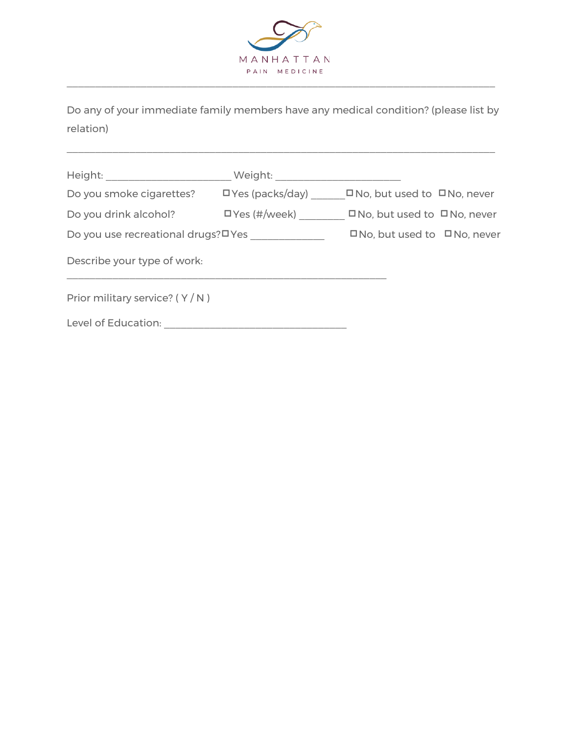MANHATTAN

PAIN MEDICINE

---

Do any of your immediate family members have any medical condition? (please list by relation)

_______________________________________________________________________________

Height: _______________________ Weight: _______________________

Do you smoke cigarettes? ☐ Yes (packs/day) ______ ☐ No, but used to ☐ No, never

Do you drink alcohol? ☐ Yes (#/week) ________ ☐ No, but used to ☐ No, never

Do you use recreational drugs? ☐ Yes _____________ ☐ No, but used to ☐ No, never

Describe your type of work: ___________________________________________________________

Prior military service? ( Y / N )

Level of Education: __________________________________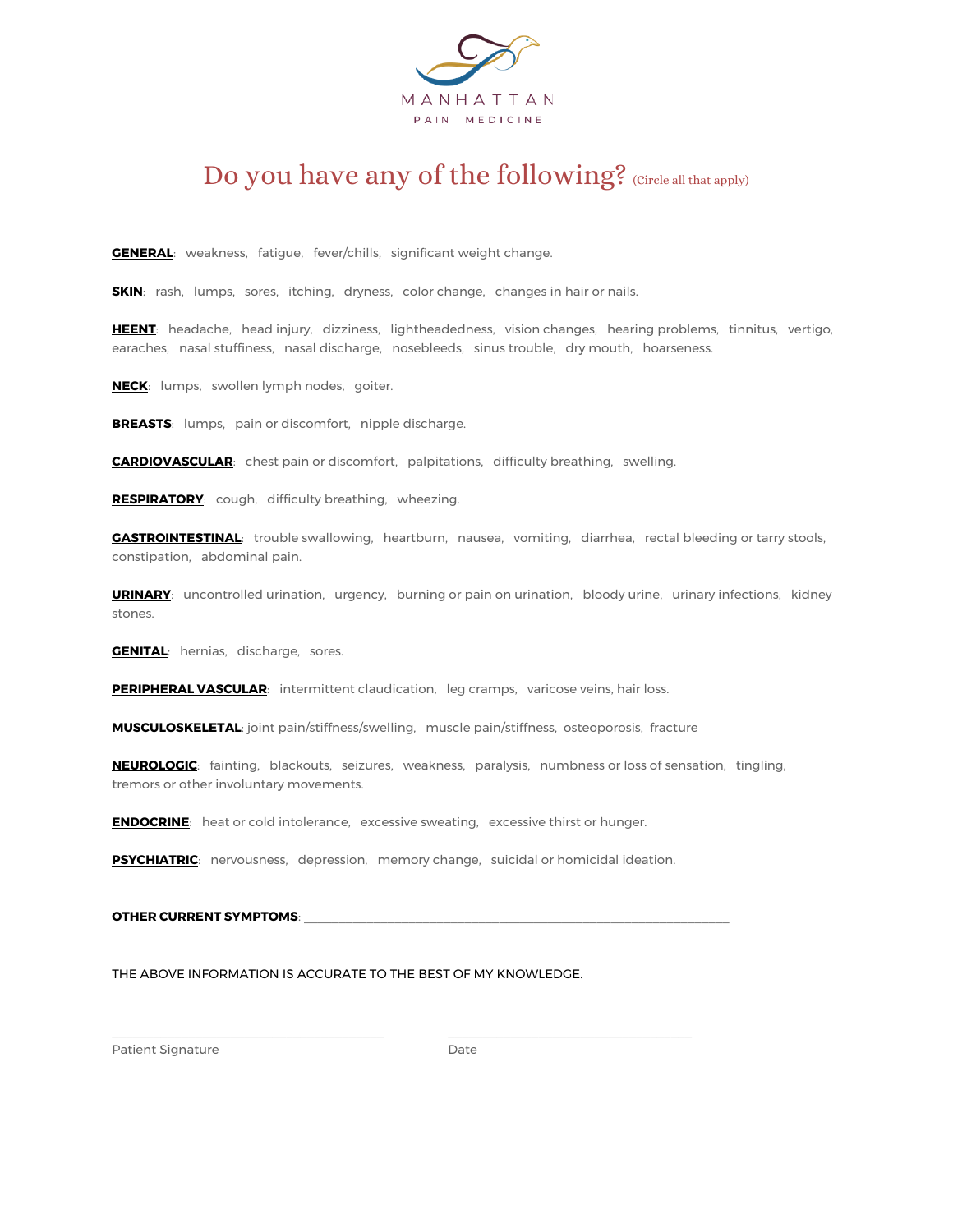MANHATTAN
PAIN MEDICINE

# Do you have any of the following? (Circle all that apply)

**GENERAL**: weakness, fatigue, fever/chills, significant weight change.

**SKIN**: rash, lumps, sores, itching, dryness, color change, changes in hair or nails.

**HEENT**: headache, head injury, dizziness, lightheadedness, vision changes, hearing problems, tinnitus, vertigo, earaches, nasal stuffiness, nasal discharge, nosebleeds, sinus trouble, dry mouth, hoarseness.

**NECK**: lumps, swollen lymph nodes, goiter.

**BREASTS**: lumps, pain or discomfort, nipple discharge.

**CARDIOVASCULAR**: chest pain or discomfort, palpitations, difficulty breathing, swelling.

**RESPIRATORY**: cough, difficulty breathing, wheezing.

**GASTROINTESTINAL**: trouble swallowing, heartburn, nausea, vomiting, diarrhea, rectal bleeding or tarry stools, constipation, abdominal pain.

**URINARY**: uncontrolled urination, urgency, burning or pain on urination, bloody urine, urinary infections, kidney stones.

**GENITAL**: hernias, discharge, sores.

**PERIPHERAL VASCULAR**: intermittent claudication, leg cramps, varicose veins, hair loss.

**MUSCULOSKELETAL**: joint pain/stiffness/swelling, muscle pain/stiffness, osteoporosis, fracture

**NEUROLOGIC**: fainting, blackouts, seizures, weakness, paralysis, numbness or loss of sensation, tingling, tremors or other involuntary movements.

**ENDOCRINE**: heat or cold intolerance, excessive sweating, excessive thirst or hunger.

**PSYCHIATRIC**: nervousness, depression, memory change, suicidal or homicidal ideation.

**OTHER CURRENT SYMPTOMS**: ______________________________________________________________

THE ABOVE INFORMATION IS ACCURATE TO THE BEST OF MY KNOWLEDGE.

______________________________ ______________________________

Patient Signature Date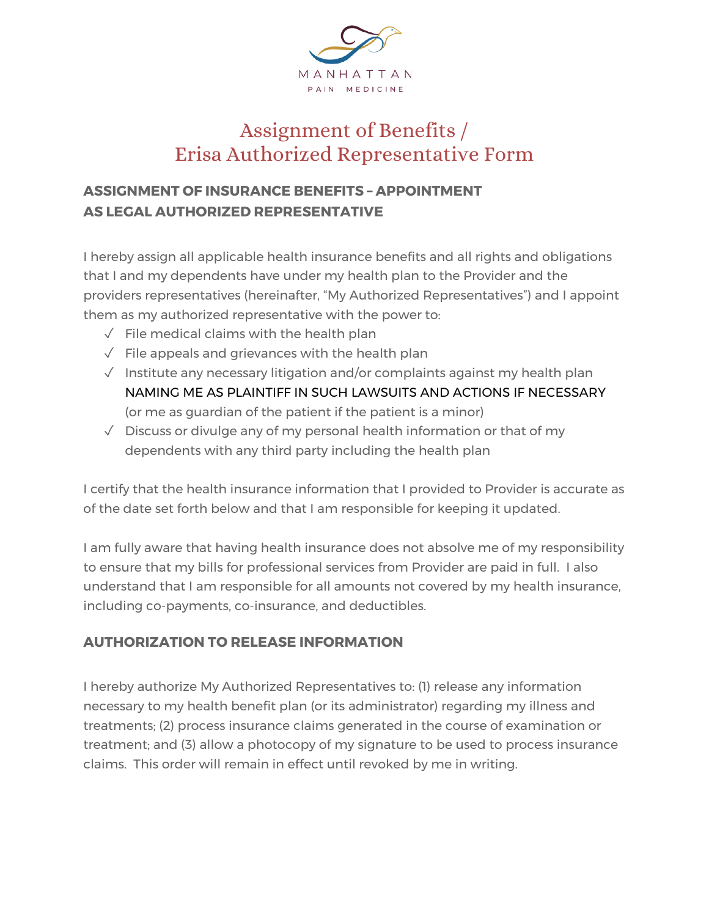MANHATTAN

PAIN MEDICINE

# Assignment of Benefits / Erisa Authorized Representative Form

## ASSIGNMENT OF INSURANCE BENEFITS – APPOINTMENT AS LEGAL AUTHORIZED REPRESENTATIVE

I hereby assign all applicable health insurance benefits and all rights and obligations that I and my dependents have under my health plan to the Provider and the providers representatives (hereinafter, "My Authorized Representatives") and I appoint them as my authorized representative with the power to:

- ✓ File medical claims with the health plan
- ✓ File appeals and grievances with the health plan
- ✓ Institute any necessary litigation and/or complaints against my health plan NAMING ME AS PLAINTIFF IN SUCH LAWSUITS AND ACTIONS IF NECESSARY (or me as guardian of the patient if the patient is a minor)
- ✓ Discuss or divulge any of my personal health information or that of my dependents with any third party including the health plan

I certify that the health insurance information that I provided to Provider is accurate as of the date set forth below and that I am responsible for keeping it updated.

I am fully aware that having health insurance does not absolve me of my responsibility to ensure that my bills for professional services from Provider are paid in full. I also understand that I am responsible for all amounts not covered by my health insurance, including co-payments, co-insurance, and deductibles.

## AUTHORIZATION TO RELEASE INFORMATION

I hereby authorize My Authorized Representatives to: (1) release any information necessary to my health benefit plan (or its administrator) regarding my illness and treatments; (2) process insurance claims generated in the course of examination or treatment; and (3) allow a photocopy of my signature to be used to process insurance claims. This order will remain in effect until revoked by me in writing.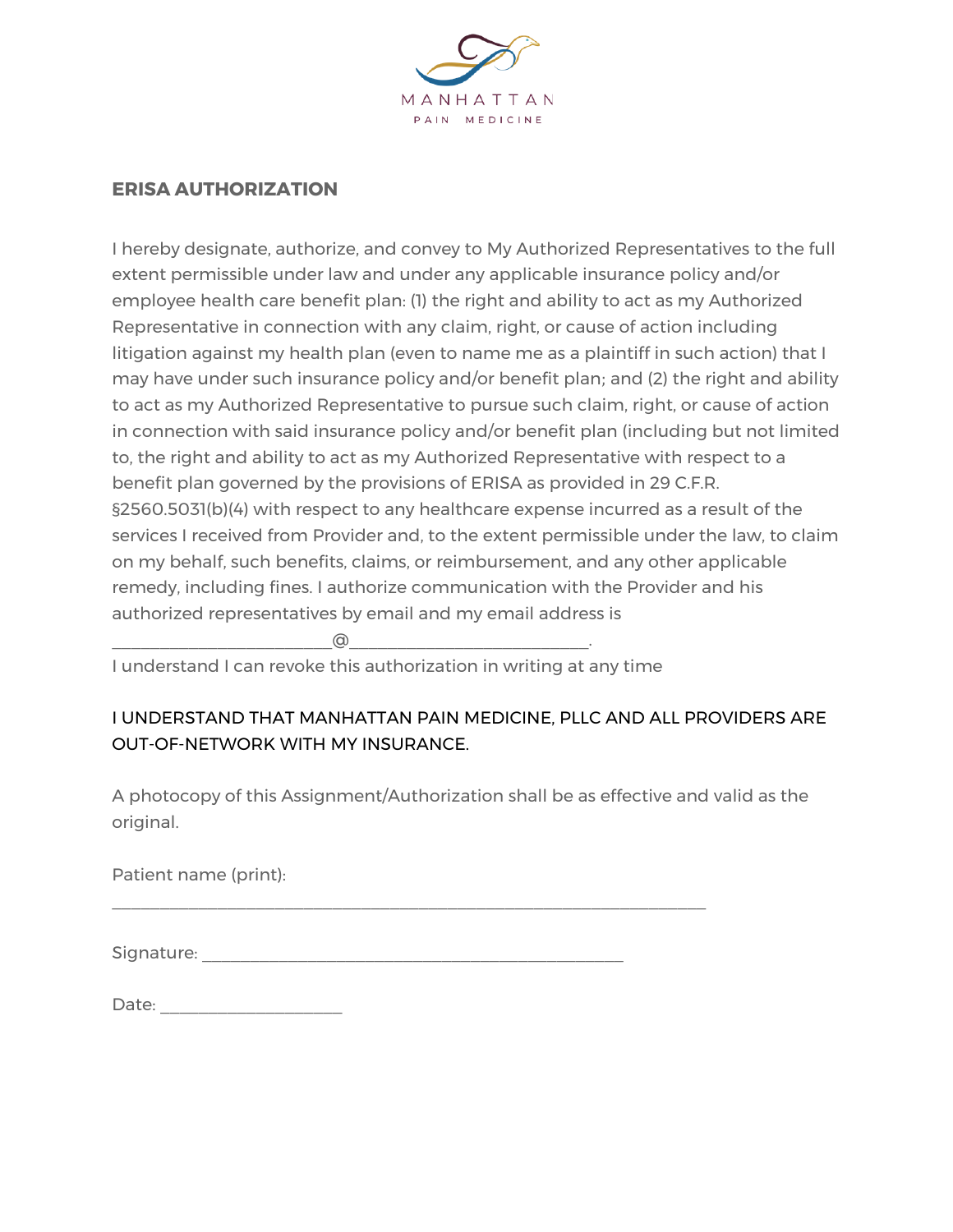MANHATTAN

PAIN MEDICINE

## ERISA AUTHORIZATION

I hereby designate, authorize, and convey to My Authorized Representatives to the full extent permissible under law and under any applicable insurance policy and/or employee health care benefit plan: (1) the right and ability to act as my Authorized Representative in connection with any claim, right, or cause of action including litigation against my health plan (even to name me as a plaintiff in such action) that I may have under such insurance policy and/or benefit plan; and (2) the right and ability to act as my Authorized Representative to pursue such claim, right, or cause of action in connection with said insurance policy and/or benefit plan (including but not limited to, the right and ability to act as my Authorized Representative with respect to a benefit plan governed by the provisions of ERISA as provided in 29 C.F.R. §2560.5031(b)(4) with respect to any healthcare expense incurred as a result of the services I received from Provider and, to the extent permissible under the law, to claim on my behalf, such benefits, claims, or reimbursement, and any other applicable remedy, including fines. I authorize communication with the Provider and his authorized representatives by email and my email address is ________________________@__________________________.

I understand I can revoke this authorization in writing at any time

I UNDERSTAND THAT MANHATTAN PAIN MEDICINE, PLLC AND ALL PROVIDERS ARE OUT-OF-NETWORK WITH MY INSURANCE.

A photocopy of this Assignment/Authorization shall be as effective and valid as the original.

Patient name (print):

_________________________________________________________________

Signature: ______________________________________________

Date: ____________________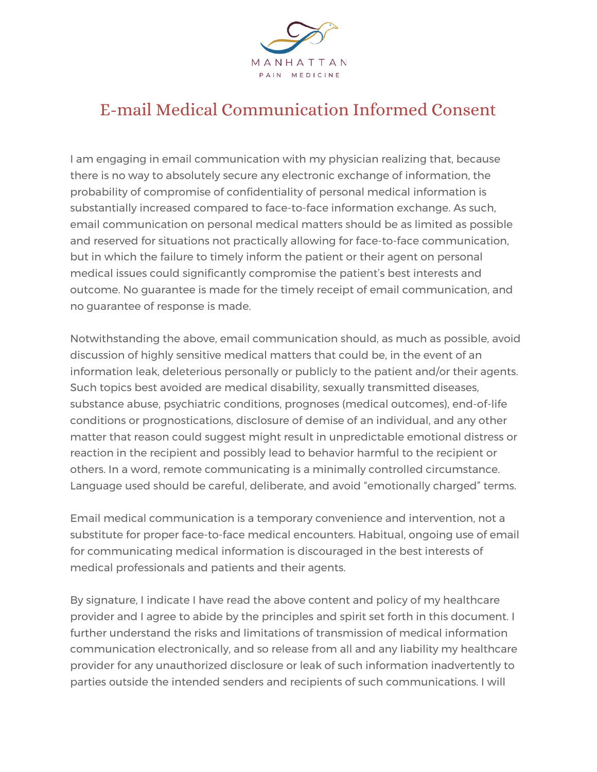MANHATTAN

PAIN MEDICINE

# E-mail Medical Communication Informed Consent

I am engaging in email communication with my physician realizing that, because there is no way to absolutely secure any electronic exchange of information, the probability of compromise of confidentiality of personal medical information is substantially increased compared to face-to-face information exchange. As such, email communication on personal medical matters should be as limited as possible and reserved for situations not practically allowing for face-to-face communication, but in which the failure to timely inform the patient or their agent on personal medical issues could significantly compromise the patient's best interests and outcome. No guarantee is made for the timely receipt of email communication, and no guarantee of response is made.

Notwithstanding the above, email communication should, as much as possible, avoid discussion of highly sensitive medical matters that could be, in the event of an information leak, deleterious personally or publicly to the patient and/or their agents. Such topics best avoided are medical disability, sexually transmitted diseases, substance abuse, psychiatric conditions, prognoses (medical outcomes), end-of-life conditions or prognostications, disclosure of demise of an individual, and any other matter that reason could suggest might result in unpredictable emotional distress or reaction in the recipient and possibly lead to behavior harmful to the recipient or others. In a word, remote communicating is a minimally controlled circumstance. Language used should be careful, deliberate, and avoid "emotionally charged" terms.

Email medical communication is a temporary convenience and intervention, not a substitute for proper face-to-face medical encounters. Habitual, ongoing use of email for communicating medical information is discouraged in the best interests of medical professionals and patients and their agents.

By signature, I indicate I have read the above content and policy of my healthcare provider and I agree to abide by the principles and spirit set forth in this document. I further understand the risks and limitations of transmission of medical information communication electronically, and so release from all and any liability my healthcare provider for any unauthorized disclosure or leak of such information inadvertently to parties outside the intended senders and recipients of such communications. I will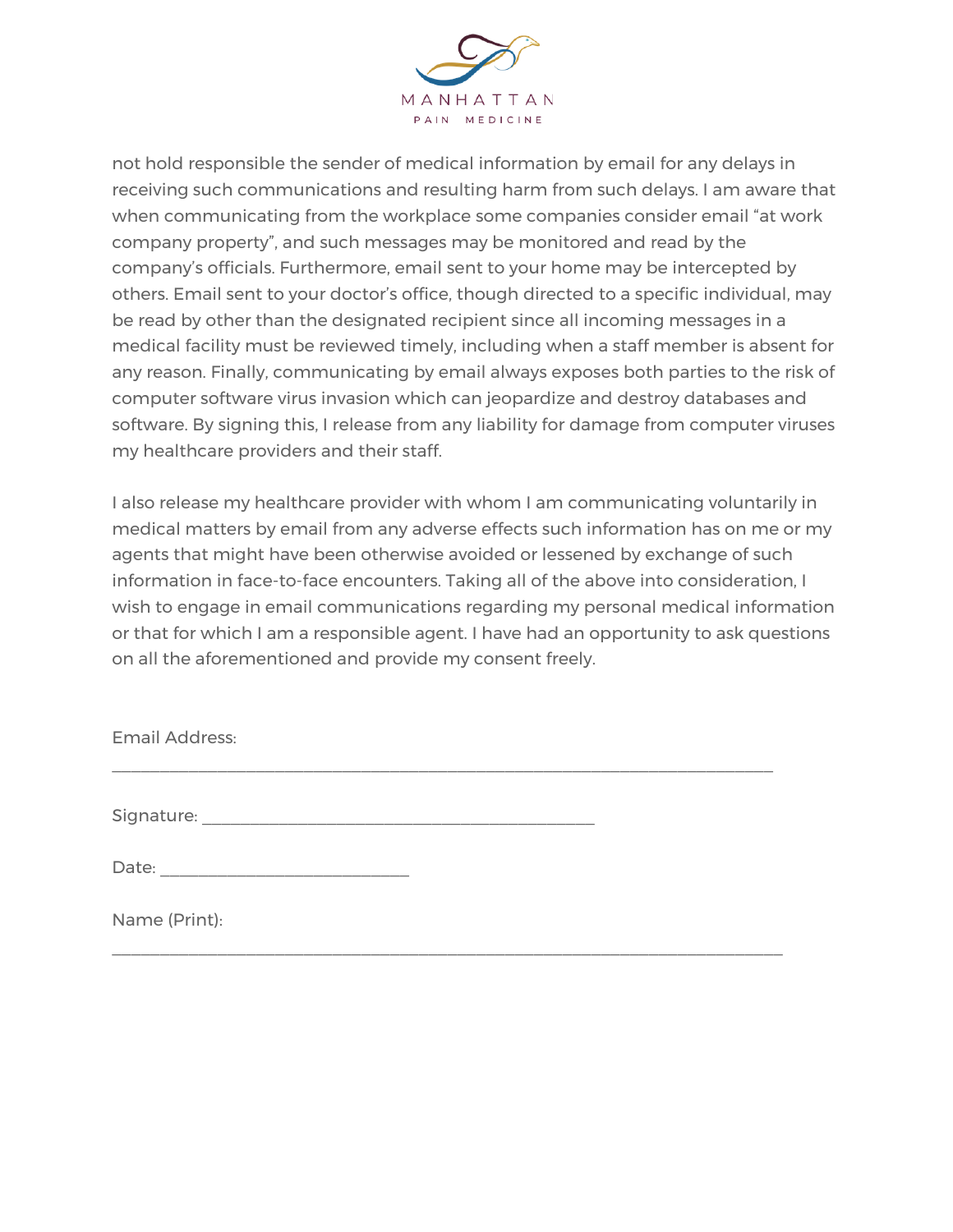not hold responsible the sender of medical information by email for any delays in receiving such communications and resulting harm from such delays. I am aware that when communicating from the workplace some companies consider email "at work company property", and such messages may be monitored and read by the company's officials. Furthermore, email sent to your home may be intercepted by others. Email sent to your doctor's office, though directed to a specific individual, may be read by other than the designated recipient since all incoming messages in a medical facility must be reviewed timely, including when a staff member is absent for any reason. Finally, communicating by email always exposes both parties to the risk of computer software virus invasion which can jeopardize and destroy databases and software. By signing this, I release from any liability for damage from computer viruses my healthcare providers and their staff.

I also release my healthcare provider with whom I am communicating voluntarily in medical matters by email from any adverse effects such information has on me or my agents that might have been otherwise avoided or lessened by exchange of such information in face-to-face encounters. Taking all of the above into consideration, I wish to engage in email communications regarding my personal medical information or that for which I am a responsible agent. I have had an opportunity to ask questions on all the aforementioned and provide my consent freely.

Email Address: ___________________________________________________________________________

Signature: _____________________________________________

Date: ____________________________

Name (Print): ___________________________________________________________________________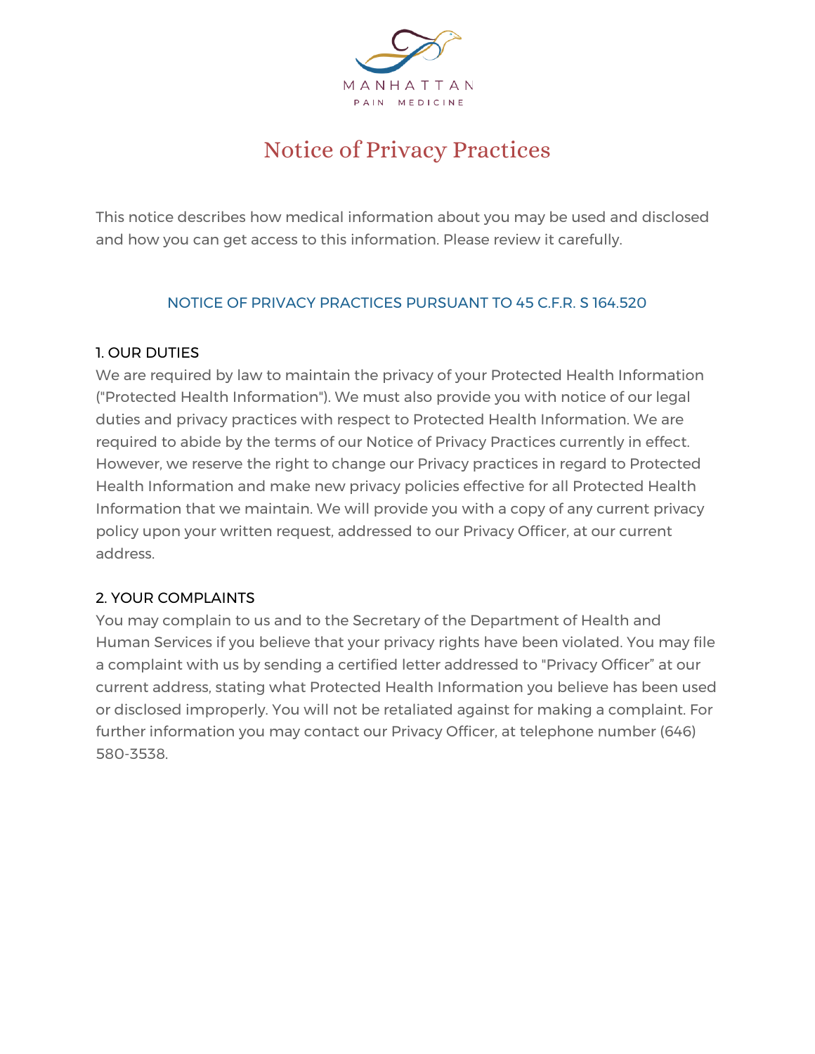MANHATTAN
PAIN MEDICINE

# Notice of Privacy Practices

This notice describes how medical information about you may be used and disclosed and how you can get access to this information. Please review it carefully.

## NOTICE OF PRIVACY PRACTICES PURSUANT TO 45 C.F.R. S 164.520

### 1. OUR DUTIES

We are required by law to maintain the privacy of your Protected Health Information ("Protected Health Information"). We must also provide you with notice of our legal duties and privacy practices with respect to Protected Health Information. We are required to abide by the terms of our Notice of Privacy Practices currently in effect. However, we reserve the right to change our Privacy practices in regard to Protected Health Information and make new privacy policies effective for all Protected Health Information that we maintain. We will provide you with a copy of any current privacy policy upon your written request, addressed to our Privacy Officer, at our current address.

### 2. YOUR COMPLAINTS

You may complain to us and to the Secretary of the Department of Health and Human Services if you believe that your privacy rights have been violated. You may file a complaint with us by sending a certified letter addressed to "Privacy Officer" at our current address, stating what Protected Health Information you believe has been used or disclosed improperly. You will not be retaliated against for making a complaint. For further information you may contact our Privacy Officer, at telephone number (646) 580-3538.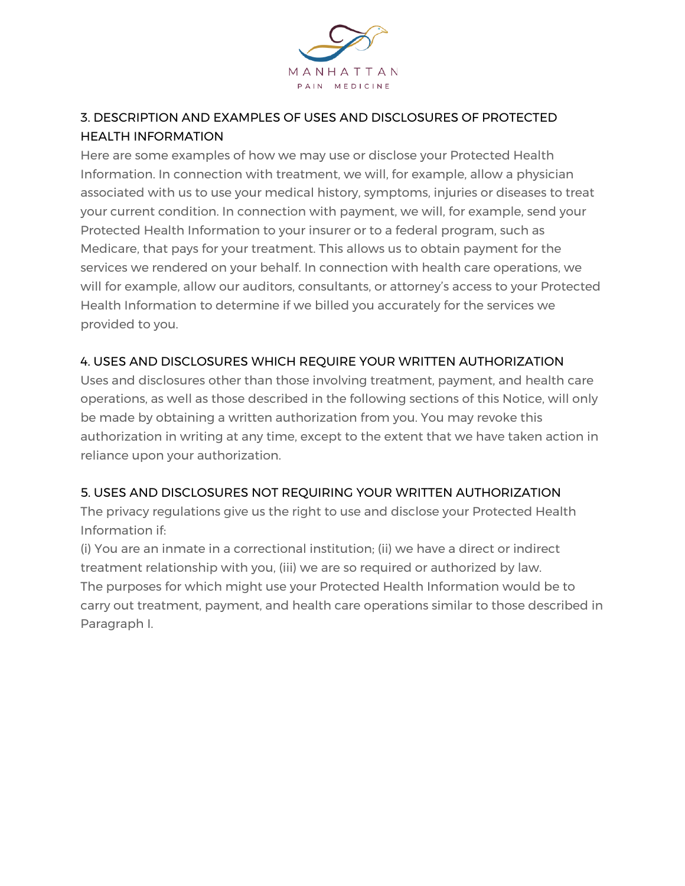## 3. DESCRIPTION AND EXAMPLES OF USES AND DISCLOSURES OF PROTECTED HEALTH INFORMATION

Here are some examples of how we may use or disclose your Protected Health Information. In connection with treatment, we will, for example, allow a physician associated with us to use your medical history, symptoms, injuries or diseases to treat your current condition. In connection with payment, we will, for example, send your Protected Health Information to your insurer or to a federal program, such as Medicare, that pays for your treatment. This allows us to obtain payment for the services we rendered on your behalf. In connection with health care operations, we will for example, allow our auditors, consultants, or attorney's access to your Protected Health Information to determine if we billed you accurately for the services we provided to you.

## 4. USES AND DISCLOSURES WHICH REQUIRE YOUR WRITTEN AUTHORIZATION

Uses and disclosures other than those involving treatment, payment, and health care operations, as well as those described in the following sections of this Notice, will only be made by obtaining a written authorization from you. You may revoke this authorization in writing at any time, except to the extent that we have taken action in reliance upon your authorization.

## 5. USES AND DISCLOSURES NOT REQUIRING YOUR WRITTEN AUTHORIZATION

The privacy regulations give us the right to use and disclose your Protected Health Information if:

(i) You are an inmate in a correctional institution; (ii) we have a direct or indirect treatment relationship with you, (iii) we are so required or authorized by law.

The purposes for which might use your Protected Health Information would be to carry out treatment, payment, and health care operations similar to those described in Paragraph I.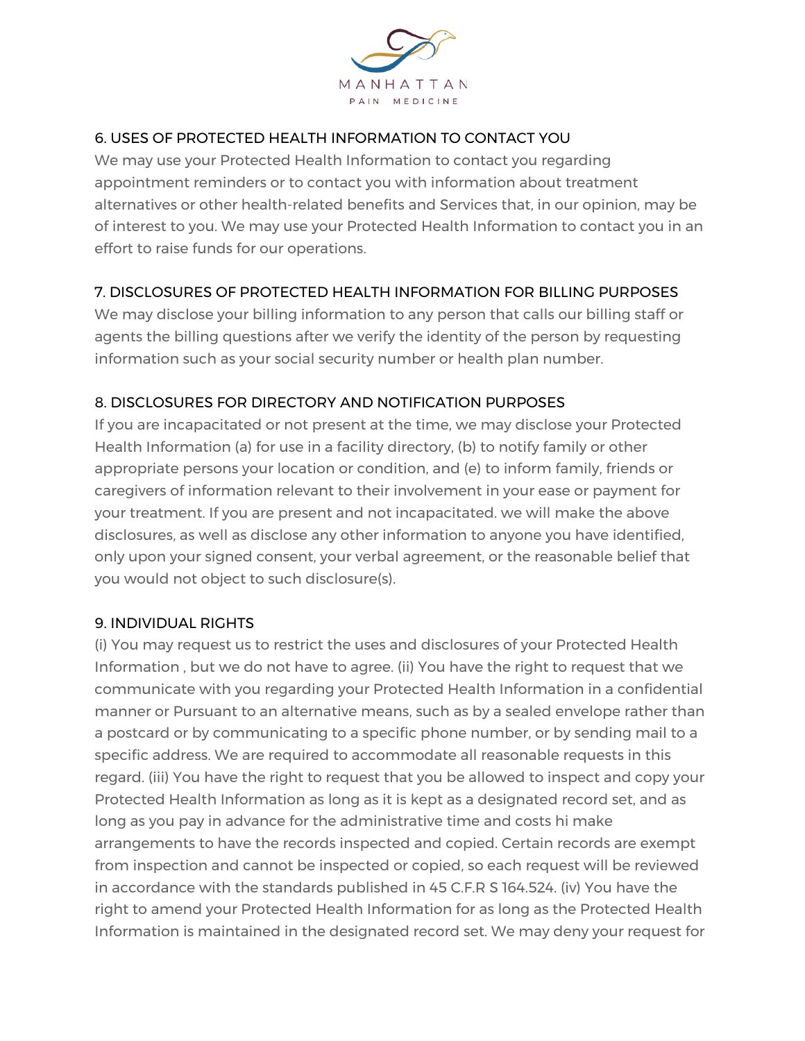## 6. USES OF PROTECTED HEALTH INFORMATION TO CONTACT YOU

We may use your Protected Health Information to contact you regarding appointment reminders or to contact you with information about treatment alternatives or other health-related benefits and Services that, in our opinion, may be of interest to you. We may use your Protected Health Information to contact you in an effort to raise funds for our operations.

## 7. DISCLOSURES OF PROTECTED HEALTH INFORMATION FOR BILLING PURPOSES

We may disclose your billing information to any person that calls our billing staff or agents the billing questions after we verify the identity of the person by requesting information such as your social security number or health plan number.

## 8. DISCLOSURES FOR DIRECTORY AND NOTIFICATION PURPOSES

If you are incapacitated or not present at the time, we may disclose your Protected Health Information (a) for use in a facility directory, (b) to notify family or other appropriate persons your location or condition, and (e) to inform family, friends or caregivers of information relevant to their involvement in your ease or payment for your treatment. If you are present and not incapacitated. we will make the above disclosures, as well as disclose any other information to anyone you have identified, only upon your signed consent, your verbal agreement, or the reasonable belief that you would not object to such disclosure(s).

## 9. INDIVIDUAL RIGHTS

(i) You may request us to restrict the uses and disclosures of your Protected Health Information , but we do not have to agree. (ii) You have the right to request that we communicate with you regarding your Protected Health Information in a confidential manner or Pursuant to an alternative means, such as by a sealed envelope rather than a postcard or by communicating to a specific phone number, or by sending mail to a specific address. We are required to accommodate all reasonable requests in this regard. (iii) You have the right to request that you be allowed to inspect and copy your Protected Health Information as long as it is kept as a designated record set, and as long as you pay in advance for the administrative time and costs hi make arrangements to have the records inspected and copied. Certain records are exempt from inspection and cannot be inspected or copied, so each request will be reviewed in accordance with the standards published in 45 C.F.R S 164.524. (iv) You have the right to amend your Protected Health Information for as long as the Protected Health Information is maintained in the designated record set. We may deny your request for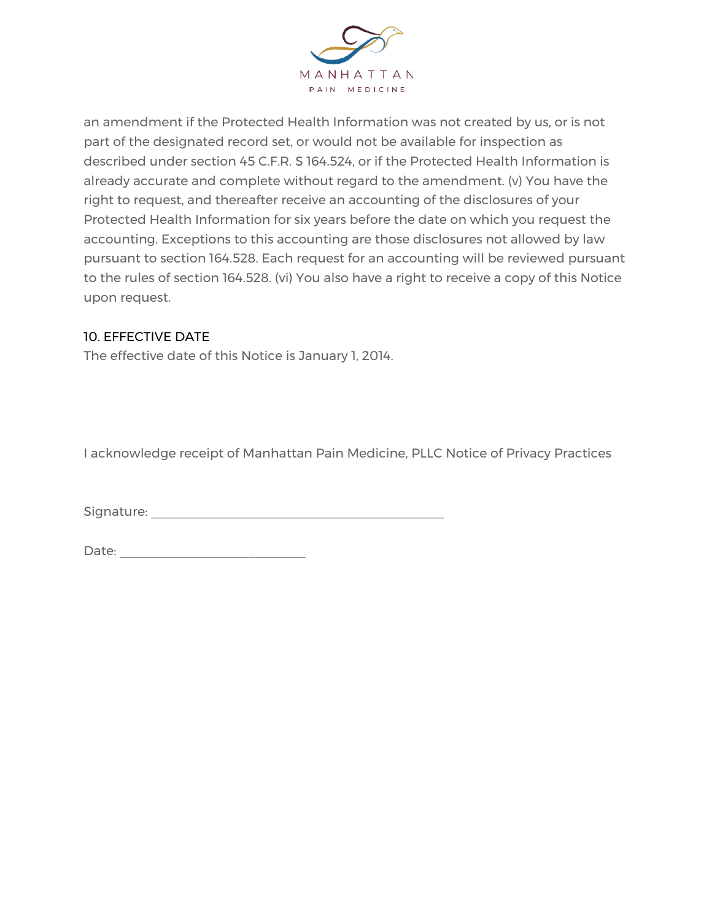an amendment if the Protected Health Information was not created by us, or is not part of the designated record set, or would not be available for inspection as described under section 45 C.F.R. S 164.524, or if the Protected Health Information is already accurate and complete without regard to the amendment. (v) You have the right to request, and thereafter receive an accounting of the disclosures of your Protected Health Information for six years before the date on which you request the accounting. Exceptions to this accounting are those disclosures not allowed by law pursuant to section 164.528. Each request for an accounting will be reviewed pursuant to the rules of section 164.528. (vi) You also have a right to receive a copy of this Notice upon request.

## 10. EFFECTIVE DATE

The effective date of this Notice is January 1, 2014.

I acknowledge receipt of Manhattan Pain Medicine, PLLC Notice of Privacy Practices

Signature: ____________________________________________

Date: ____________________________